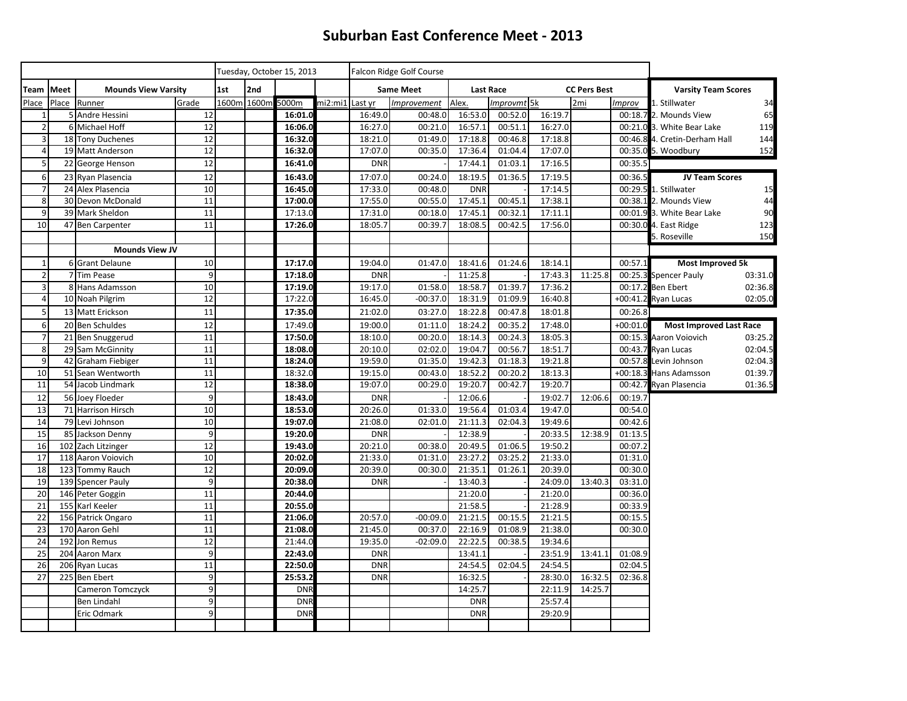# Suburban East Conference Meet - 2013

| | | | | | | | | | | | | | | | |
|---|---|---|---|---|---|---|---|---|---|---|---|---|---|---|---|
| | | | | Tuesday, October 15, 2013 | | | | Falcon Ridge Golf Course | | | | | | | |
| Team | Meet | Mounds View Varsity | | 1st | 2nd | | | Same Meet | | Last Race | | CC Pers Best | | | |
| Place | Place | Runner | Grade | 1600m | 1600m | 5000m | mi2:mi1 | Last yr | Improvement | Alex. | Improvmt | 5k | 2mi | Improv |
| 1 | 5 | Andre Hessini | 12 | | | **16:01.0** | | 16:49.0 | 00:48.0 | 16:53.0 | 00:52.0 | 16:19.7 | | 00:18.7 |
| 2 | 6 | Michael Hoff | 12 | | | **16:06.0** | | 16:27.0 | 00:21.0 | 16:57.1 | 00:51.1 | 16:27.0 | | 00:21.0 |
| 3 | 18 | Tony Duchenes | 12 | | | **16:32.0** | | 18:21.0 | 01:49.0 | 17:18.8 | 00:46.8 | 17:18.8 | | 00:46.8 |
| 4 | 19 | Matt Anderson | 12 | | | **16:32.0** | | 17:07.0 | 00:35.0 | 17:36.4 | 01:04.4 | 17:07.0 | | 00:35.0 |
| 5 | 22 | George Henson | 12 | | | **16:41.0** | | DNR | - | 17:44.1 | 01:03.1 | 17:16.5 | | 00:35.5 |
| 6 | 23 | Ryan Plasencia | 12 | | | **16:43.0** | | 17:07.0 | 00:24.0 | 18:19.5 | 01:36.5 | 17:19.5 | | 00:36.5 |
| 7 | 24 | Alex Plasencia | 10 | | | **16:45.0** | | 17:33.0 | 00:48.0 | DNR | - | 17:14.5 | | 00:29.5 |
| 8 | 30 | Devon McDonald | 11 | | | **17:00.0** | | 17:55.0 | 00:55.0 | 17:45.1 | 00:45.1 | 17:38.1 | | 00:38.1 |
| 9 | 39 | Mark Sheldon | 11 | | | 17:13.0 | | 17:31.0 | 00:18.0 | 17:45.1 | 00:32.1 | 17:11.1 | | 00:01.9 |
| 10 | 47 | Ben Carpenter | 11 | | | **17:26.0** | | 18:05.7 | 00:39.7 | 18:08.5 | 00:42.5 | 17:56.0 | | 00:30.0 |
| | | | | | | | | | | | | | | |
| | | **Mounds View JV** | | | | | | | | | | | | |
| 1 | 6 | Grant Delaune | 10 | | | **17:17.0** | | 19:04.0 | 01:47.0 | 18:41.6 | 01:24.6 | 18:14.1 | | 00:57.1 |
| 2 | 7 | Tim Pease | 9 | | | **17:18.0** | | DNR | - | 11:25.8 | | 17:43.3 | 11:25.8 | 00:25.3 |
| 3 | 8 | Hans Adamsson | 10 | | | **17:19.0** | | 19:17.0 | 01:58.0 | 18:58.7 | 01:39.7 | 17:36.2 | | 00:17.2 |
| 4 | 10 | Noah Pilgrim | 12 | | | **17:22.0** | | 16:45.0 | -00:37.0 | 18:31.9 | 01:09.9 | 16:40.8 | | +00:41.2 |
| 5 | 13 | Matt Erickson | 11 | | | **17:35.0** | | 21:02.0 | 03:27.0 | 18:22.8 | 00:47.8 | 18:01.8 | | 00:26.8 |
| 6 | 20 | Ben Schuldes | 12 | | | **17:49.0** | | 19:00.0 | 01:11.0 | 18:24.2 | 00:35.2 | 17:48.0 | | +00:01.0 |
| 7 | 21 | Ben Snuggerud | 11 | | | **17:50.0** | | 18:10.0 | 00:20.0 | 18:14.3 | 00:24.3 | 18:05.3 | | 00:15.3 |
| 8 | 29 | Sam McGinnity | 11 | | | **18:08.0** | | 20:10.0 | 02:02.0 | 19:04.7 | 00:56.7 | 18:51.7 | | 00:43.7 |
| 9 | 42 | Graham Fiebiger | 11 | | | **18:24.0** | | 19:59.0 | 01:35.0 | 19:42.3 | 01:18.3 | 19:21.8 | | 00:57.8 |
| 10 | 51 | Sean Wentworth | 11 | | | 18:32.0 | | 19:15.0 | 00:43.0 | 18:52.2 | 00:20.2 | 18:13.3 | | +00:18.3 |
| 11 | 54 | Jacob Lindmark | 12 | | | **18:38.0** | | 19:07.0 | 00:29.0 | 19:20.7 | 00:42.7 | 19:20.7 | | 00:42.7 |
| 12 | 56 | Joey Floeder | 9 | | | **18:43.0** | | DNR | - | 12:06.6 | - | 19:02.7 | 12:06.6 | 00:19.7 |
| 13 | 71 | Harrison Hirsch | 10 | | | **18:53.0** | | 20:26.0 | 01:33.0 | 19:56.4 | 01:03.4 | 19:47.0 | | 00:54.0 |
| 14 | 79 | Levi Johnson | 10 | | | **19:07.0** | | 21:08.0 | 02:01.0 | 21:11.3 | 02:04.3 | 19:49.6 | | 00:42.6 |
| 15 | 85 | Jackson Denny | 9 | | | **19:20.0** | | DNR | - | 12:38.9 | - | 20:33.5 | 12:38.9 | 01:13.5 |
| 16 | 102 | Zach Litzinger | 12 | | | **19:43.0** | | 20:21.0 | 00:38.0 | 20:49.5 | 01:06.5 | 19:50.2 | | 00:07.2 |
| 17 | 118 | Aaron Voiovich | 10 | | | **20:02.0** | | 21:33.0 | 01:31.0 | 23:27.2 | 03:25.2 | 21:33.0 | | 01:31.0 |
| 18 | 123 | Tommy Rauch | 12 | | | **20:09.0** | | 20:39.0 | 00:30.0 | 21:35.1 | 01:26.1 | 20:39.0 | | 00:30.0 |
| 19 | 139 | Spencer Pauly | 9 | | | **20:38.0** | | DNR | - | 13:40.3 | - | 24:09.0 | 13:40.3 | 03:31.0 |
| 20 | 146 | Peter Goggin | 11 | | | **20:44.0** | | | | 21:20.0 | - | 21:20.0 | | 00:36.0 |
| 21 | 155 | Karl Keeler | 11 | | | **20:55.0** | | | | 21:58.5 | - | 21:28.9 | | 00:33.9 |
| 22 | 156 | Patrick Ongaro | 11 | | | **21:06.0** | | 20:57.0 | -00:09.0 | 21:21.5 | 00:15.5 | 21:21.5 | | 00:15.5 |
| 23 | 170 | Aaron Gehl | 11 | | | **21:08.0** | | 21:45.0 | 00:37.0 | 22:16.9 | 01:08.9 | 21:38.0 | | 00:30.0 |
| 24 | 192 | Jon Remus | 12 | | | 21:44.0 | | 19:35.0 | -02:09.0 | 22:22.5 | 00:38.5 | 19:34.6 | | |
| 25 | 204 | Aaron Marx | 9 | | | **22:43.0** | | DNR | | 13:41.1 | - | 23:51.9 | 13:41.1 | 01:08.9 |
| 26 | 206 | Ryan Lucas | 11 | | | **22:50.0** | | DNR | | 24:54.5 | 02:04.5 | 24:54.5 | | 02:04.5 |
| 27 | 225 | Ben Ebert | 9 | | | **25:53.2** | | DNR | | 16:32.5 | - | 28:30.0 | 16:32.5 | 02:36.8 |
| | | Cameron Tomczyck | 9 | | | DNR | | | | 14:25.7 | | 22:11.9 | 14:25.7 | |
| | | Ben Lindahl | 9 | | | DNR | | | | DNR | | 25:57.4 | | |
| | | Eric Odmark | 9 | | | DNR | | | | | | 29:20.9 | | |

| Varsity Team Scores | |
|---|---|
| 1. Stillwater | 34 |
| 2. Mounds View | 65 |
| 3. White Bear Lake | 119 |
| 4. Cretin-Derham Hall | 144 |
| 5. Woodbury | 152 |

| JV Team Scores | |
|---|---|
| 1. Stillwater | 15 |
| 2. Mounds View | 44 |
| 3. White Bear Lake | 90 |
| 4. East Ridge | 123 |
| 5. Roseville | 150 |

| Most Improved 5k | |
|---|---|
| Spencer Pauly | 03:31.0 |
| Ben Ebert | 02:36.8 |
| Ryan Lucas | 02:05.0 |

| Most Improved Last Race | |
|---|---|
| Aaron Voiovich | 03:25.2 |
| Ryan Lucas | 02:04.5 |
| Levin Johnson | 02:04.3 |
| Hans Adamsson | 01:39.7 |
| Ryan Plasencia | 01:36.5 |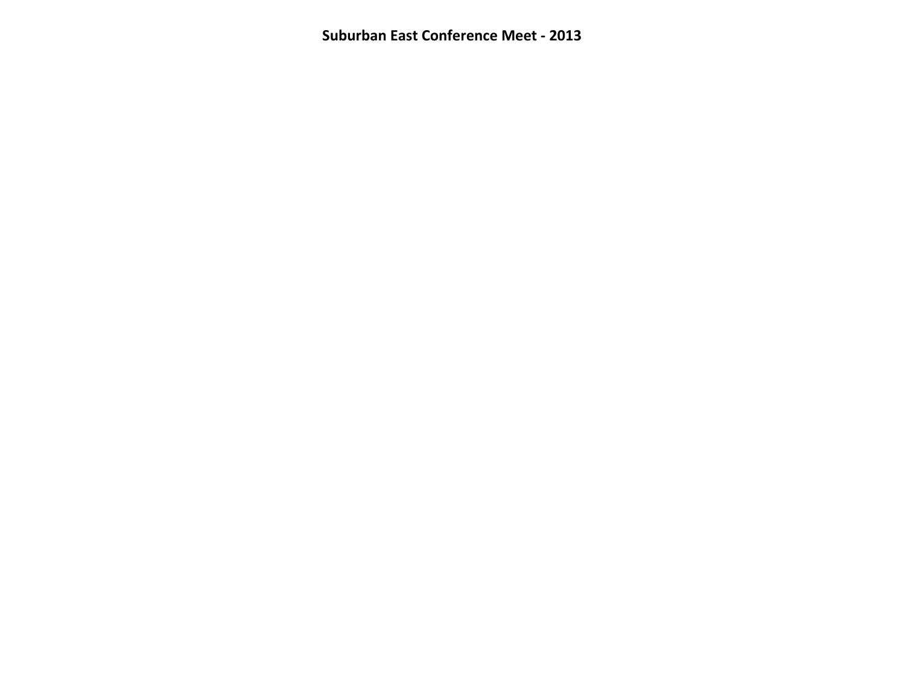# Suburban East Conference Meet - 2013